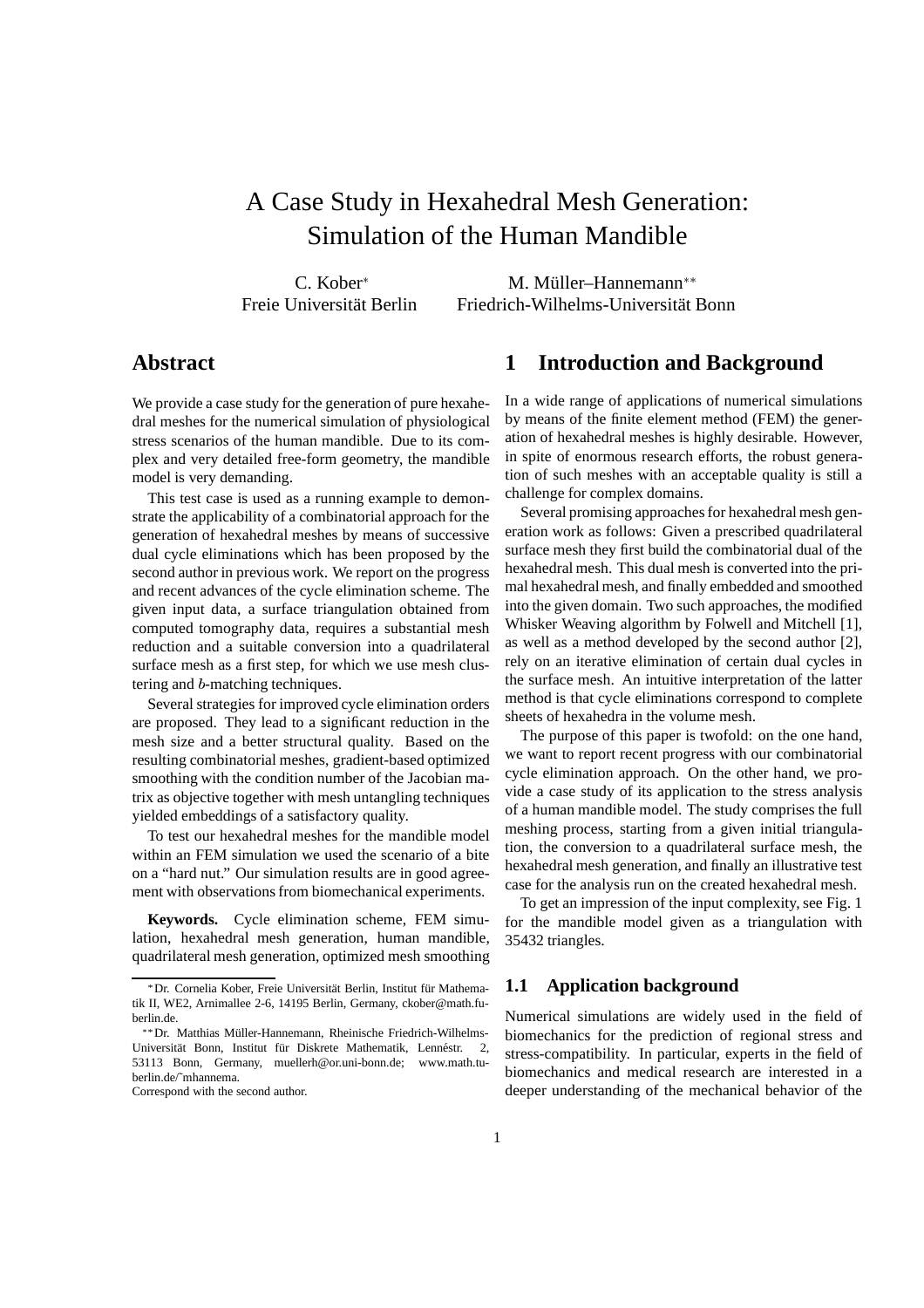# A Case Study in Hexahedral Mesh Generation: Simulation of the Human Mandible

C. Kober*
Freie Universität Berlin

M. Müller–Hannemann**
Friedrich-Wilhelms-Universität Bonn

## Abstract

We provide a case study for the generation of pure hexahedral meshes for the numerical simulation of physiological stress scenarios of the human mandible. Due to its complex and very detailed free-form geometry, the mandible model is very demanding.

This test case is used as a running example to demonstrate the applicability of a combinatorial approach for the generation of hexahedral meshes by means of successive dual cycle eliminations which has been proposed by the second author in previous work. We report on the progress and recent advances of the cycle elimination scheme. The given input data, a surface triangulation obtained from computed tomography data, requires a substantial mesh reduction and a suitable conversion into a quadrilateral surface mesh as a first step, for which we use mesh clustering and $b$-matching techniques.

Several strategies for improved cycle elimination orders are proposed. They lead to a significant reduction in the mesh size and a better structural quality. Based on the resulting combinatorial meshes, gradient-based optimized smoothing with the condition number of the Jacobian matrix as objective together with mesh untangling techniques yielded embeddings of a satisfactory quality.

To test our hexahedral meshes for the mandible model within an FEM simulation we used the scenario of a bite on a "hard nut." Our simulation results are in good agreement with observations from biomechanical experiments.

**Keywords.** Cycle elimination scheme, FEM simulation, hexahedral mesh generation, human mandible, quadrilateral mesh generation, optimized mesh smoothing

*Dr. Cornelia Kober, Freie Universität Berlin, Institut für Mathematik II, WE2, Arnimallee 2-6, 14195 Berlin, Germany, ckober@math.fu-berlin.de.

**Dr. Matthias Müller-Hannemann, Rheinische Friedrich-Wilhelms-Universität Bonn, Institut für Diskrete Mathematik, Lennéstr. 2, 53113 Bonn, Germany, muellerh@or.uni-bonn.de; www.math.tu-berlin.de/~mhannema.

Correspond with the second author.

## 1 Introduction and Background

In a wide range of applications of numerical simulations by means of the finite element method (FEM) the generation of hexahedral meshes is highly desirable. However, in spite of enormous research efforts, the robust generation of such meshes with an acceptable quality is still a challenge for complex domains.

Several promising approaches for hexahedral mesh generation work as follows: Given a prescribed quadrilateral surface mesh they first build the combinatorial dual of the hexahedral mesh. This dual mesh is converted into the primal hexahedral mesh, and finally embedded and smoothed into the given domain. Two such approaches, the modified Whisker Weaving algorithm by Folwell and Mitchell [1], as well as a method developed by the second author [2], rely on an iterative elimination of certain dual cycles in the surface mesh. An intuitive interpretation of the latter method is that cycle eliminations correspond to complete sheets of hexahedra in the volume mesh.

The purpose of this paper is twofold: on the one hand, we want to report recent progress with our combinatorial cycle elimination approach. On the other hand, we provide a case study of its application to the stress analysis of a human mandible model. The study comprises the full meshing process, starting from a given initial triangulation, the conversion to a quadrilateral surface mesh, the hexahedral mesh generation, and finally an illustrative test case for the analysis run on the created hexahedral mesh.

To get an impression of the input complexity, see Fig. 1 for the mandible model given as a triangulation with 35432 triangles.

### 1.1 Application background

Numerical simulations are widely used in the field of biomechanics for the prediction of regional stress and stress-compatibility. In particular, experts in the field of biomechanics and medical research are interested in a deeper understanding of the mechanical behavior of the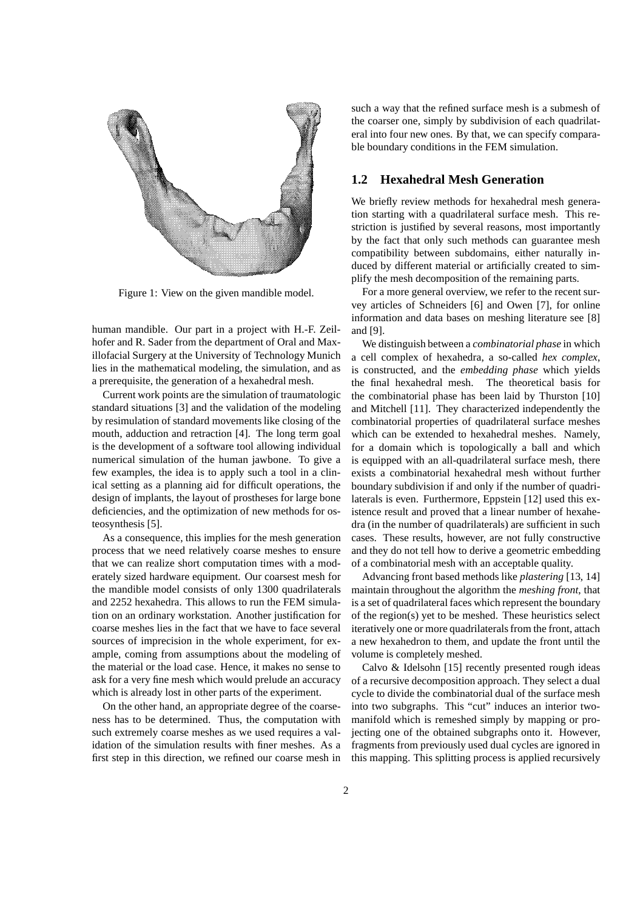Figure 1: View on the given mandible model.

human mandible. Our part in a project with H.-F. Zeilhofer and R. Sader from the department of Oral and Maxillofacial Surgery at the University of Technology Munich lies in the mathematical modeling, the simulation, and as a prerequisite, the generation of a hexahedral mesh.

Current work points are the simulation of traumatologic standard situations [3] and the validation of the modeling by resimulation of standard movements like closing of the mouth, adduction and retraction [4]. The long term goal is the development of a software tool allowing individual numerical simulation of the human jawbone. To give a few examples, the idea is to apply such a tool in a clinical setting as a planning aid for difficult operations, the design of implants, the layout of prostheses for large bone deficiencies, and the optimization of new methods for osteosynthesis [5].

As a consequence, this implies for the mesh generation process that we need relatively coarse meshes to ensure that we can realize short computation times with a moderately sized hardware equipment. Our coarsest mesh for the mandible model consists of only 1300 quadrilaterals and 2252 hexahedra. This allows to run the FEM simulation on an ordinary workstation. Another justification for coarse meshes lies in the fact that we have to face several sources of imprecision in the whole experiment, for example, coming from assumptions about the modeling of the material or the load case. Hence, it makes no sense to ask for a very fine mesh which would prelude an accuracy which is already lost in other parts of the experiment.

On the other hand, an appropriate degree of the coarseness has to be determined. Thus, the computation with such extremely coarse meshes as we used requires a validation of the simulation results with finer meshes. As a first step in this direction, we refined our coarse mesh in such a way that the refined surface mesh is a submesh of the coarser one, simply by subdivision of each quadrilateral into four new ones. By that, we can specify comparable boundary conditions in the FEM simulation.

## 1.2 Hexahedral Mesh Generation

We briefly review methods for hexahedral mesh generation starting with a quadrilateral surface mesh. This restriction is justified by several reasons, most importantly by the fact that only such methods can guarantee mesh compatibility between subdomains, either naturally induced by different material or artificially created to simplify the mesh decomposition of the remaining parts.

For a more general overview, we refer to the recent survey articles of Schneiders [6] and Owen [7], for online information and data bases on meshing literature see [8] and [9].

We distinguish between a *combinatorial phase* in which a cell complex of hexahedra, a so-called *hex complex*, is constructed, and the *embedding phase* which yields the final hexahedral mesh. The theoretical basis for the combinatorial phase has been laid by Thurston [10] and Mitchell [11]. They characterized independently the combinatorial properties of quadrilateral surface meshes which can be extended to hexahedral meshes. Namely, for a domain which is topologically a ball and which is equipped with an all-quadrilateral surface mesh, there exists a combinatorial hexahedral mesh without further boundary subdivision if and only if the number of quadrilaterals is even. Furthermore, Eppstein [12] used this existence result and proved that a linear number of hexahedra (in the number of quadrilaterals) are sufficient in such cases. These results, however, are not fully constructive and they do not tell how to derive a geometric embedding of a combinatorial mesh with an acceptable quality.

Advancing front based methods like *plastering* [13, 14] maintain throughout the algorithm the *meshing front*, that is a set of quadrilateral faces which represent the boundary of the region(s) yet to be meshed. These heuristics select iteratively one or more quadrilaterals from the front, attach a new hexahedron to them, and update the front until the volume is completely meshed.

Calvo & Idelsohn [15] recently presented rough ideas of a recursive decomposition approach. They select a dual cycle to divide the combinatorial dual of the surface mesh into two subgraphs. This "cut" induces an interior two-manifold which is remeshed simply by mapping or projecting one of the obtained subgraphs onto it. However, fragments from previously used dual cycles are ignored in this mapping. This splitting process is applied recursively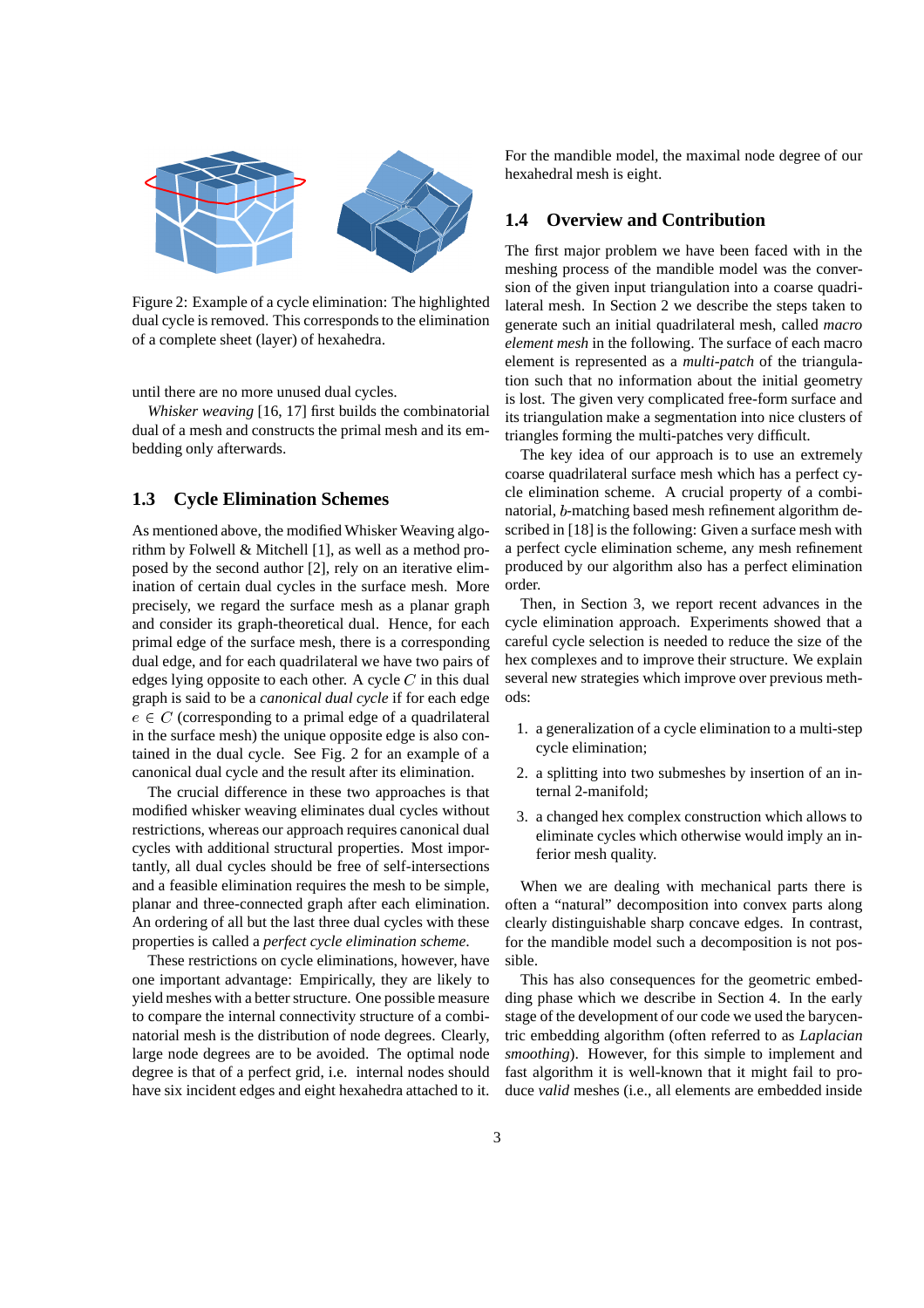Figure 2: Example of a cycle elimination: The highlighted dual cycle is removed. This corresponds to the elimination of a complete sheet (layer) of hexahedra.

until there are no more unused dual cycles.

*Whisker weaving* [16, 17] first builds the combinatorial dual of a mesh and constructs the primal mesh and its embedding only afterwards.

### 1.3 Cycle Elimination Schemes

As mentioned above, the modified Whisker Weaving algorithm by Folwell & Mitchell [1], as well as a method proposed by the second author [2], rely on an iterative elimination of certain dual cycles in the surface mesh. More precisely, we regard the surface mesh as a planar graph and consider its graph-theoretical dual. Hence, for each primal edge of the surface mesh, there is a corresponding dual edge, and for each quadrilateral we have two pairs of edges lying opposite to each other. A cycle $C$ in this dual graph is said to be a *canonical dual cycle* if for each edge $e \in C$ (corresponding to a primal edge of a quadrilateral in the surface mesh) the unique opposite edge is also contained in the dual cycle. See Fig. 2 for an example of a canonical dual cycle and the result after its elimination.

The crucial difference in these two approaches is that modified whisker weaving eliminates dual cycles without restrictions, whereas our approach requires canonical dual cycles with additional structural properties. Most importantly, all dual cycles should be free of self-intersections and a feasible elimination requires the mesh to be simple, planar and three-connected graph after each elimination. An ordering of all but the last three dual cycles with these properties is called a *perfect cycle elimination scheme*.

These restrictions on cycle eliminations, however, have one important advantage: Empirically, they are likely to yield meshes with a better structure. One possible measure to compare the internal connectivity structure of a combinatorial mesh is the distribution of node degrees. Clearly, large node degrees are to be avoided. The optimal node degree is that of a perfect grid, i.e. internal nodes should have six incident edges and eight hexahedra attached to it. For the mandible model, the maximal node degree of our hexahedral mesh is eight.

### 1.4 Overview and Contribution

The first major problem we have been faced with in the meshing process of the mandible model was the conversion of the given input triangulation into a coarse quadrilateral mesh. In Section 2 we describe the steps taken to generate such an initial quadrilateral mesh, called *macro element mesh* in the following. The surface of each macro element is represented as a *multi-patch* of the triangulation such that no information about the initial geometry is lost. The given very complicated free-form surface and its triangulation make a segmentation into nice clusters of triangles forming the multi-patches very difficult.

The key idea of our approach is to use an extremely coarse quadrilateral surface mesh which has a perfect cycle elimination scheme. A crucial property of a combinatorial, $b$-matching based mesh refinement algorithm described in [18] is the following: Given a surface mesh with a perfect cycle elimination scheme, any mesh refinement produced by our algorithm also has a perfect elimination order.

Then, in Section 3, we report recent advances in the cycle elimination approach. Experiments showed that a careful cycle selection is needed to reduce the size of the hex complexes and to improve their structure. We explain several new strategies which improve over previous methods:

1. a generalization of a cycle elimination to a multi-step cycle elimination;
2. a splitting into two submeshes by insertion of an internal 2-manifold;
3. a changed hex complex construction which allows to eliminate cycles which otherwise would imply an inferior mesh quality.

When we are dealing with mechanical parts there is often a "natural" decomposition into convex parts along clearly distinguishable sharp concave edges. In contrast, for the mandible model such a decomposition is not possible.

This has also consequences for the geometric embedding phase which we describe in Section 4. In the early stage of the development of our code we used the barycentric embedding algorithm (often referred to as *Laplacian smoothing*). However, for this simple to implement and fast algorithm it is well-known that it might fail to produce *valid* meshes (i.e., all elements are embedded inside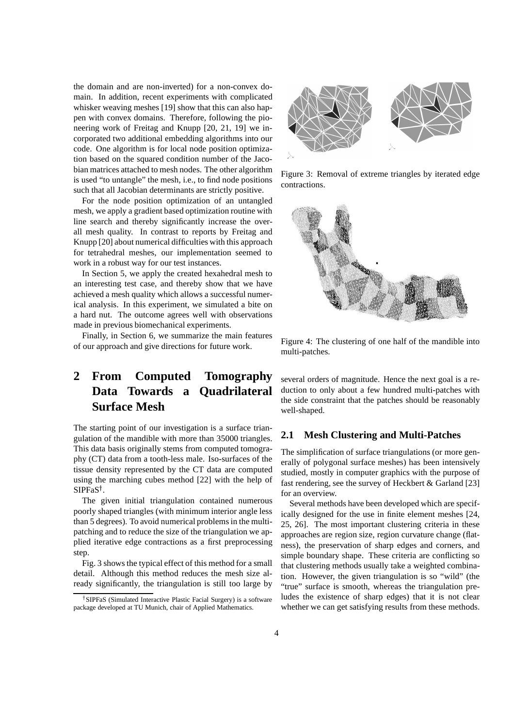the domain and are non-inverted) for a non-convex domain. In addition, recent experiments with complicated whisker weaving meshes [19] show that this can also happen with convex domains. Therefore, following the pioneering work of Freitag and Knupp [20, 21, 19] we incorporated two additional embedding algorithms into our code. One algorithm is for local node position optimization based on the squared condition number of the Jacobian matrices attached to mesh nodes. The other algorithm is used "to untangle" the mesh, i.e., to find node positions such that all Jacobian determinants are strictly positive.

For the node position optimization of an untangled mesh, we apply a gradient based optimization routine with line search and thereby significantly increase the overall mesh quality. In contrast to reports by Freitag and Knupp [20] about numerical difficulties with this approach for tetrahedral meshes, our implementation seemed to work in a robust way for our test instances.

In Section 5, we apply the created hexahedral mesh to an interesting test case, and thereby show that we have achieved a mesh quality which allows a successful numerical analysis. In this experiment, we simulated a bite on a hard nut. The outcome agrees well with observations made in previous biomechanical experiments.

Finally, in Section 6, we summarize the main features of our approach and give directions for future work.

# 2 From Computed Tomography Data Towards a Quadrilateral Surface Mesh

The starting point of our investigation is a surface triangulation of the mandible with more than 35000 triangles. This data basis originally stems from computed tomography (CT) data from a tooth-less male. Iso-surfaces of the tissue density represented by the CT data are computed using the marching cubes method [22] with the help of SIPFaS[†].

The given initial triangulation contained numerous poorly shaped triangles (with minimum interior angle less than 5 degrees). To avoid numerical problems in the multi-patching and to reduce the size of the triangulation we applied iterative edge contractions as a first preprocessing step.

Fig. 3 shows the typical effect of this method for a small detail. Although this method reduces the mesh size already significantly, the triangulation is still too large by several orders of magnitude. Hence the next goal is a reduction to only about a few hundred multi-patches with the side constraint that the patches should be reasonably well-shaped.

[†] SIPFaS (Simulated Interactive Plastic Facial Surgery) is a software package developed at TU Munich, chair of Applied Mathematics.

Figure 3: Removal of extreme triangles by iterated edge contractions.

Figure 4: The clustering of one half of the mandible into multi-patches.

## 2.1 Mesh Clustering and Multi-Patches

The simplification of surface triangulations (or more generally of polygonal surface meshes) has been intensively studied, mostly in computer graphics with the purpose of fast rendering, see the survey of Heckbert & Garland [23] for an overview.

Several methods have been developed which are specifically designed for the use in finite element meshes [24, 25, 26]. The most important clustering criteria in these approaches are region size, region curvature change (flatness), the preservation of sharp edges and corners, and simple boundary shape. These criteria are conflicting so that clustering methods usually take a weighted combination. However, the given triangulation is so "wild" (the "true" surface is smooth, whereas the triangulation preludes the existence of sharp edges) that it is not clear whether we can get satisfying results from these methods.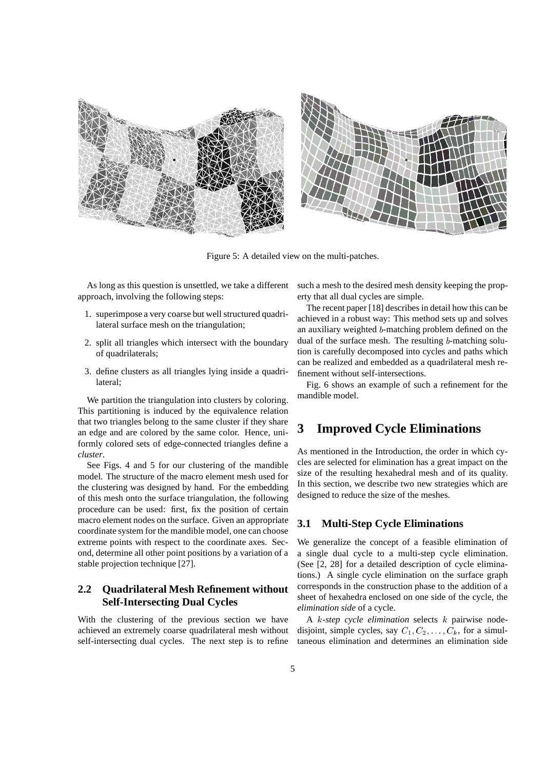Figure 5: A detailed view on the multi-patches.

As long as this question is unsettled, we take a different approach, involving the following steps:

1. superimpose a very coarse but well structured quadrilateral surface mesh on the triangulation;
2. split all triangles which intersect with the boundary of quadrilaterals;
3. define clusters as all triangles lying inside a quadrilateral;

We partition the triangulation into clusters by coloring. This partitioning is induced by the equivalence relation that two triangles belong to the same cluster if they share an edge and are colored by the same color. Hence, uniformly colored sets of edge-connected triangles define a *cluster*.

See Figs. 4 and 5 for our clustering of the mandible model. The structure of the macro element mesh used for the clustering was designed by hand. For the embedding of this mesh onto the surface triangulation, the following procedure can be used: first, fix the position of certain macro element nodes on the surface. Given an appropriate coordinate system for the mandible model, one can choose extreme points with respect to the coordinate axes. Second, determine all other point positions by a variation of a stable projection technique [27].

### 2.2 Quadrilateral Mesh Refinement without Self-Intersecting Dual Cycles

With the clustering of the previous section we have achieved an extremely coarse quadrilateral mesh without self-intersecting dual cycles. The next step is to refine such a mesh to the desired mesh density keeping the property that all dual cycles are simple.

The recent paper [18] describes in detail how this can be achieved in a robust way: This method sets up and solves an auxiliary weighted $b$-matching problem defined on the dual of the surface mesh. The resulting $b$-matching solution is carefully decomposed into cycles and paths which can be realized and embedded as a quadrilateral mesh refinement without self-intersections.

Fig. 6 shows an example of such a refinement for the mandible model.

## 3 Improved Cycle Eliminations

As mentioned in the Introduction, the order in which cycles are selected for elimination has a great impact on the size of the resulting hexahedral mesh and of its quality. In this section, we describe two new strategies which are designed to reduce the size of the meshes.

### 3.1 Multi-Step Cycle Eliminations

We generalize the concept of a feasible elimination of a single dual cycle to a multi-step cycle elimination. (See [2, 28] for a detailed description of cycle eliminations.) A single cycle elimination on the surface graph corresponds in the construction phase to the addition of a sheet of hexahedra enclosed on one side of the cycle, the *elimination side* of a cycle.

A $k$*-step cycle elimination* selects $k$ pairwise node-disjoint, simple cycles, say $C_1, C_2, \ldots, C_k$, for a simultaneous elimination and determines an elimination side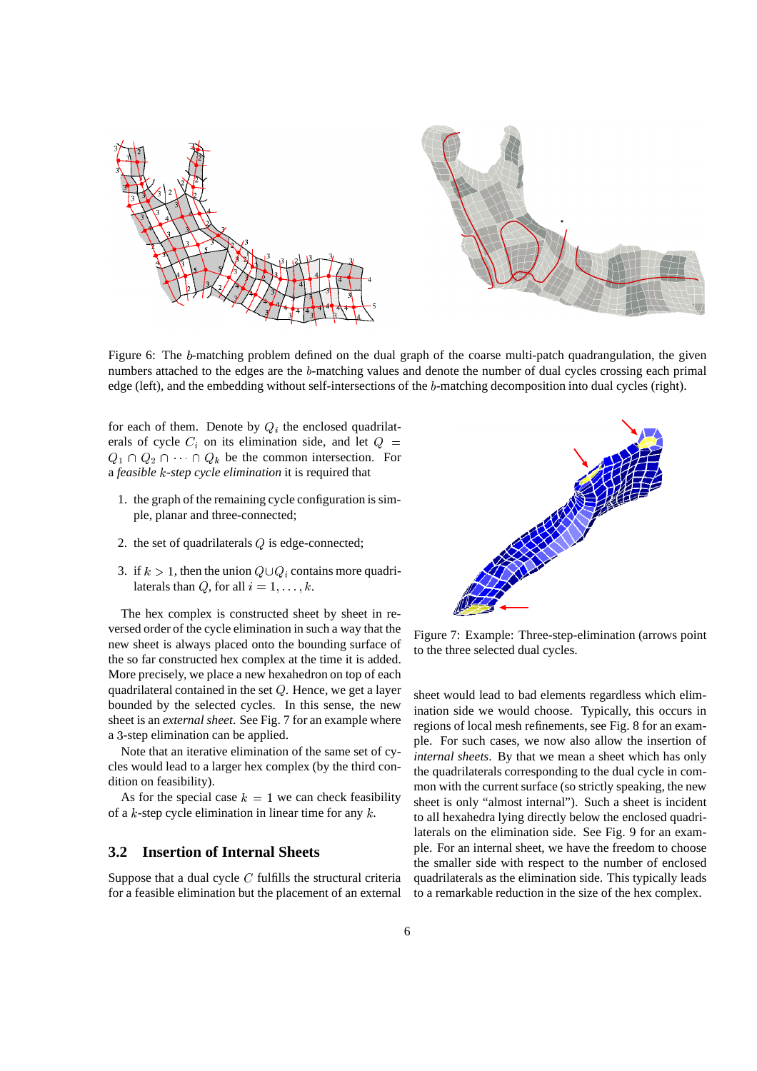Figure 6: The $b$-matching problem defined on the dual graph of the coarse multi-patch quadrangulation, the given numbers attached to the edges are the $b$-matching values and denote the number of dual cycles crossing each primal edge (left), and the embedding without self-intersections of the $b$-matching decomposition into dual cycles (right).

for each of them. Denote by $Q_i$ the enclosed quadrilaterals of cycle $C_i$ on its elimination side, and let $Q = Q_1 \cap Q_2 \cap \cdots \cap Q_k$ be the common intersection. For a *feasible $k$-step cycle elimination* it is required that

1. the graph of the remaining cycle configuration is simple, planar and three-connected;
2. the set of quadrilaterals $Q$ is edge-connected;
3. if $k > 1$, then the union $Q \cup Q_i$ contains more quadrilaterals than $Q$, for all $i = 1, \ldots, k$.

The hex complex is constructed sheet by sheet in reversed order of the cycle elimination in such a way that the new sheet is always placed onto the bounding surface of the so far constructed hex complex at the time it is added. More precisely, we place a new hexahedron on top of each quadrilateral contained in the set $Q$. Hence, we get a layer bounded by the selected cycles. In this sense, the new sheet is an *external sheet*. See Fig. 7 for an example where a 3-step elimination can be applied.

Note that an iterative elimination of the same set of cycles would lead to a larger hex complex (by the third condition on feasibility).

As for the special case $k = 1$ we can check feasibility of a $k$-step cycle elimination in linear time for any $k$.

Figure 7: Example: Three-step-elimination (arrows point to the three selected dual cycles.

## 3.2 Insertion of Internal Sheets

Suppose that a dual cycle $C$ fulfills the structural criteria for a feasible elimination but the placement of an external sheet would lead to bad elements regardless which elimination side we would choose. Typically, this occurs in regions of local mesh refinements, see Fig. 8 for an example. For such cases, we now also allow the insertion of *internal sheets*. By that we mean a sheet which has only the quadrilaterals corresponding to the dual cycle in common with the current surface (so strictly speaking, the new sheet is only "almost internal"). Such a sheet is incident to all hexahedra lying directly below the enclosed quadrilaterals on the elimination side. See Fig. 9 for an example. For an internal sheet, we have the freedom to choose the smaller side with respect to the number of enclosed quadrilaterals as the elimination side. This typically leads to a remarkable reduction in the size of the hex complex.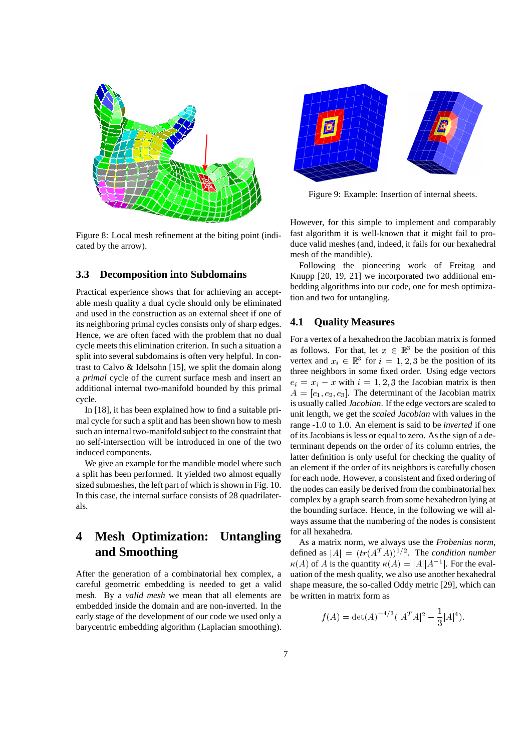Figure 8: Local mesh refinement at the biting point (indicated by the arrow).

### 3.3 Decomposition into Subdomains

Practical experience shows that for achieving an acceptable mesh quality a dual cycle should only be eliminated and used in the construction as an external sheet if one of its neighboring primal cycles consists only of sharp edges. Hence, we are often faced with the problem that no dual cycle meets this elimination criterion. In such a situation a split into several subdomains is often very helpful. In contrast to Calvo & Idelsohn [15], we split the domain along a *primal* cycle of the current surface mesh and insert an additional internal two-manifold bounded by this primal cycle.

In [18], it has been explained how to find a suitable primal cycle for such a split and has been shown how to mesh such an internal two-manifold subject to the constraint that no self-intersection will be introduced in one of the two induced components.

We give an example for the mandible model where such a split has been performed. It yielded two almost equally sized submeshes, the left part of which is shown in Fig. 10. In this case, the internal surface consists of 28 quadrilaterals.

## 4 Mesh Optimization: Untangling and Smoothing

After the generation of a combinatorial hex complex, a careful geometric embedding is needed to get a valid mesh. By a *valid mesh* we mean that all elements are embedded inside the domain and are non-inverted. In the early stage of the development of our code we used only a barycentric embedding algorithm (Laplacian smoothing).

Figure 9: Example: Insertion of internal sheets.

However, for this simple to implement and comparably fast algorithm it is well-known that it might fail to produce valid meshes (and, indeed, it fails for our hexahedral mesh of the mandible).

Following the pioneering work of Freitag and Knupp [20, 19, 21] we incorporated two additional embedding algorithms into our code, one for mesh optimization and two for untangling.

### 4.1 Quality Measures

For a vertex of a hexahedron the Jacobian matrix is formed as follows. For that, let $x \in \mathbb{R}^3$ be the position of this vertex and $x_i \in \mathbb{R}^3$ for $i = 1, 2, 3$ be the position of its three neighbors in some fixed order. Using edge vectors $e_i = x_i - x$ with $i = 1, 2, 3$ the Jacobian matrix is then $A = [e_1, e_2, e_3]$. The determinant of the Jacobian matrix is usually called *Jacobian*. If the edge vectors are scaled to unit length, we get the *scaled Jacobian* with values in the range -1.0 to 1.0. An element is said to be *inverted* if one of its Jacobians is less or equal to zero. As the sign of a determinant depends on the order of its column entries, the latter definition is only useful for checking the quality of an element if the order of its neighbors is carefully chosen for each node. However, a consistent and fixed ordering of the nodes can easily be derived from the combinatorial hex complex by a graph search from some hexahedron lying at the bounding surface. Hence, in the following we will always assume that the numbering of the nodes is consistent for all hexahedra.

As a matrix norm, we always use the *Frobenius norm*, defined as $|A| = (tr(A^T A))^{1/2}$. The *condition number* $\kappa(A)$ of $A$ is the quantity $\kappa(A) = |A||A^{-1}|$. For the evaluation of the mesh quality, we also use another hexahedral shape measure, the so-called Oddy metric [29], which can be written in matrix form as

$$f(A) = \det(A)^{-4/3}(|A^T A|^2 - \frac{1}{3}|A|^4).$$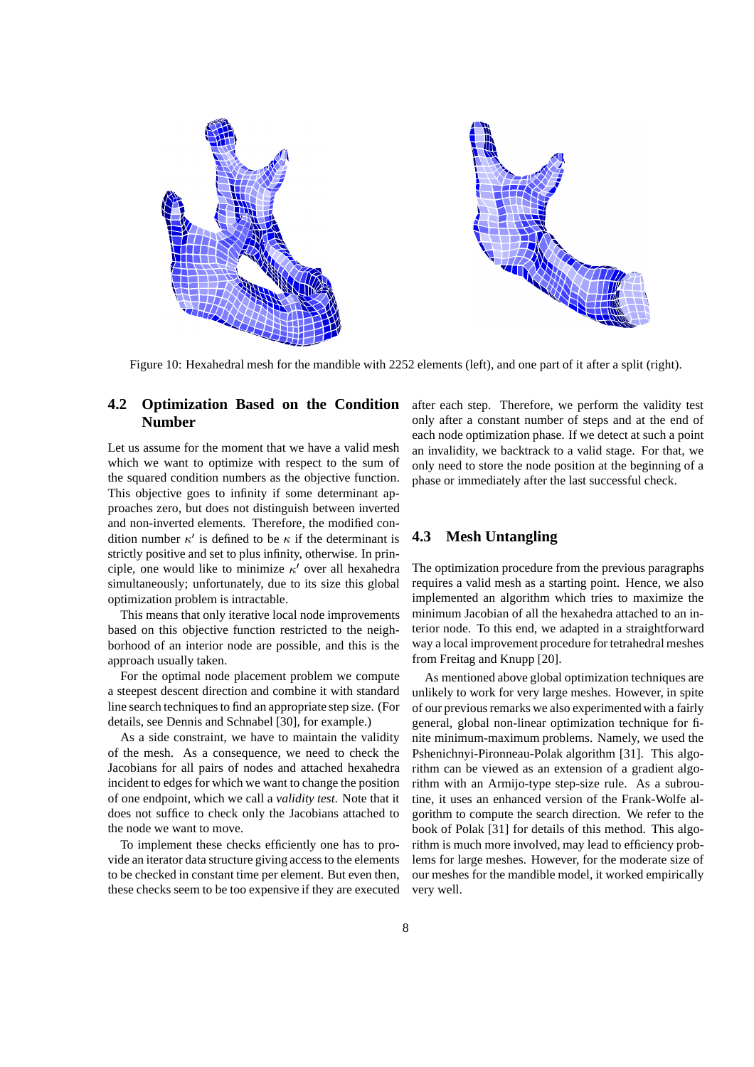Figure 10: Hexahedral mesh for the mandible with 2252 elements (left), and one part of it after a split (right).

## 4.2 Optimization Based on the Condition Number

Let us assume for the moment that we have a valid mesh which we want to optimize with respect to the sum of the squared condition numbers as the objective function. This objective goes to infinity if some determinant approaches zero, but does not distinguish between inverted and non-inverted elements. Therefore, the modified condition number $\kappa'$ is defined to be $\kappa$ if the determinant is strictly positive and set to plus infinity, otherwise. In principle, one would like to minimize $\kappa'$ over all hexahedra simultaneously; unfortunately, due to its size this global optimization problem is intractable.

This means that only iterative local node improvements based on this objective function restricted to the neighborhood of an interior node are possible, and this is the approach usually taken.

For the optimal node placement problem we compute a steepest descent direction and combine it with standard line search techniques to find an appropriate step size. (For details, see Dennis and Schnabel [30], for example.)

As a side constraint, we have to maintain the validity of the mesh. As a consequence, we need to check the Jacobians for all pairs of nodes and attached hexahedra incident to edges for which we want to change the position of one endpoint, which we call a *validity test*. Note that it does not suffice to check only the Jacobians attached to the node we want to move.

To implement these checks efficiently one has to provide an iterator data structure giving access to the elements to be checked in constant time per element. But even then, these checks seem to be too expensive if they are executed after each step. Therefore, we perform the validity test only after a constant number of steps and at the end of each node optimization phase. If we detect at such a point an invalidity, we backtrack to a valid stage. For that, we only need to store the node position at the beginning of a phase or immediately after the last successful check.

## 4.3 Mesh Untangling

The optimization procedure from the previous paragraphs requires a valid mesh as a starting point. Hence, we also implemented an algorithm which tries to maximize the minimum Jacobian of all the hexahedra attached to an interior node. To this end, we adapted in a straightforward way a local improvement procedure for tetrahedral meshes from Freitag and Knupp [20].

As mentioned above global optimization techniques are unlikely to work for very large meshes. However, in spite of our previous remarks we also experimented with a fairly general, global non-linear optimization technique for finite minimum-maximum problems. Namely, we used the Pshenichnyi-Pironneau-Polak algorithm [31]. This algorithm can be viewed as an extension of a gradient algorithm with an Armijo-type step-size rule. As a subroutine, it uses an enhanced version of the Frank-Wolfe algorithm to compute the search direction. We refer to the book of Polak [31] for details of this method. This algorithm is much more involved, may lead to efficiency problems for large meshes. However, for the moderate size of our meshes for the mandible model, it worked empirically very well.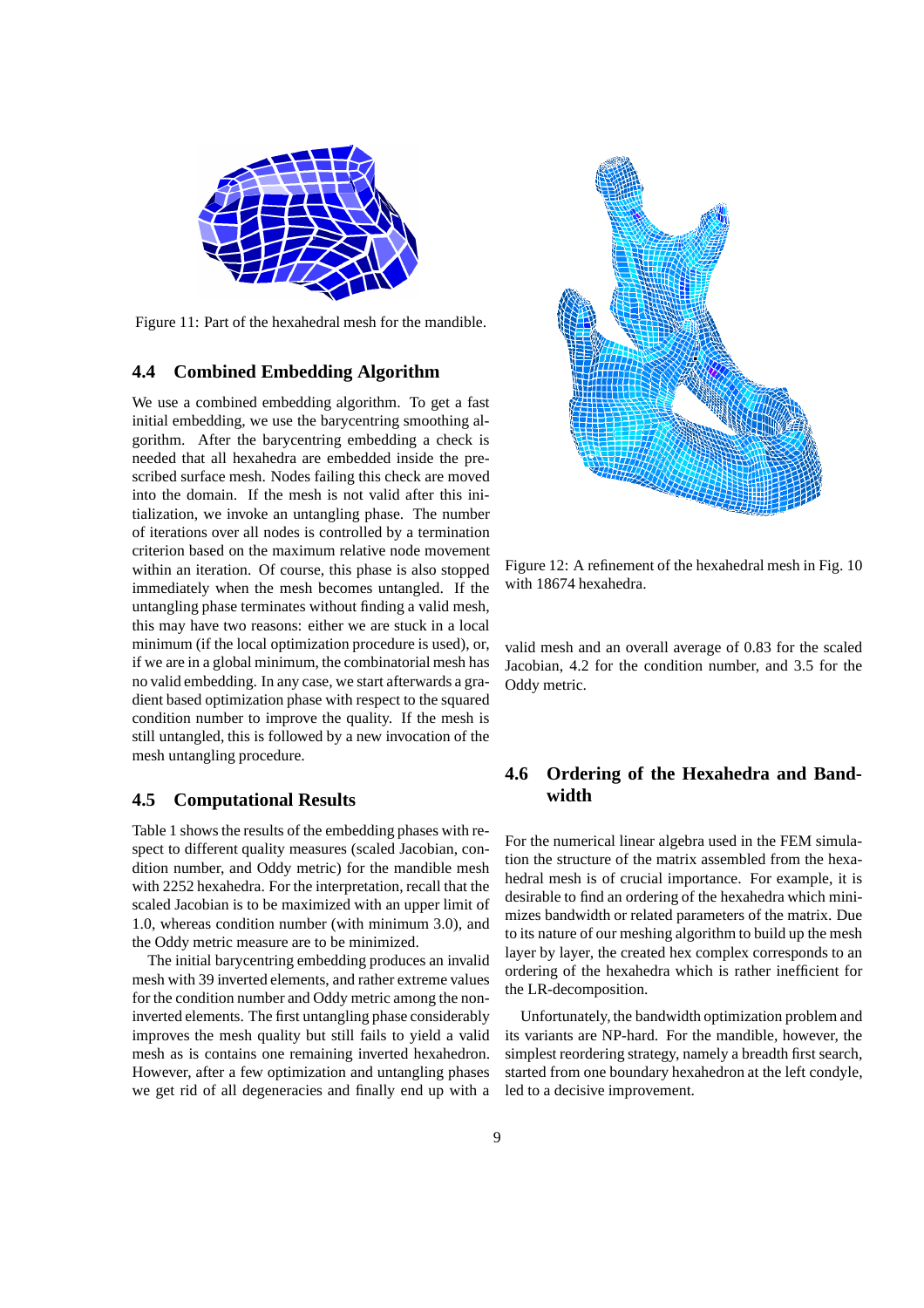Figure 11: Part of the hexahedral mesh for the mandible.

### 4.4 Combined Embedding Algorithm

We use a combined embedding algorithm. To get a fast initial embedding, we use the barycentring smoothing algorithm. After the barycentring embedding a check is needed that all hexahedra are embedded inside the prescribed surface mesh. Nodes failing this check are moved into the domain. If the mesh is not valid after this initialization, we invoke an untangling phase. The number of iterations over all nodes is controlled by a termination criterion based on the maximum relative node movement within an iteration. Of course, this phase is also stopped immediately when the mesh becomes untangled. If the untangling phase terminates without finding a valid mesh, this may have two reasons: either we are stuck in a local minimum (if the local optimization procedure is used), or, if we are in a global minimum, the combinatorial mesh has no valid embedding. In any case, we start afterwards a gradient based optimization phase with respect to the squared condition number to improve the quality. If the mesh is still untangled, this is followed by a new invocation of the mesh untangling procedure.

### 4.5 Computational Results

Table 1 shows the results of the embedding phases with respect to different quality measures (scaled Jacobian, condition number, and Oddy metric) for the mandible mesh with 2252 hexahedra. For the interpretation, recall that the scaled Jacobian is to be maximized with an upper limit of 1.0, whereas condition number (with minimum 3.0), and the Oddy metric measure are to be minimized.

The initial barycentring embedding produces an invalid mesh with 39 inverted elements, and rather extreme values for the condition number and Oddy metric among the non-inverted elements. The first untangling phase considerably improves the mesh quality but still fails to yield a valid mesh as is contains one remaining inverted hexahedron. However, after a few optimization and untangling phases we get rid of all degeneracies and finally end up with a valid mesh and an overall average of 0.83 for the scaled Jacobian, 4.2 for the condition number, and 3.5 for the Oddy metric.

Figure 12: A refinement of the hexahedral mesh in Fig. 10 with 18674 hexahedra.

### 4.6 Ordering of the Hexahedra and Bandwidth

For the numerical linear algebra used in the FEM simulation the structure of the matrix assembled from the hexahedral mesh is of crucial importance. For example, it is desirable to find an ordering of the hexahedra which minimizes bandwidth or related parameters of the matrix. Due to its nature of our meshing algorithm to build up the mesh layer by layer, the created hex complex corresponds to an ordering of the hexahedra which is rather inefficient for the LR-decomposition.

Unfortunately, the bandwidth optimization problem and its variants are NP-hard. For the mandible, however, the simplest reordering strategy, namely a breadth first search, started from one boundary hexahedron at the left condyle, led to a decisive improvement.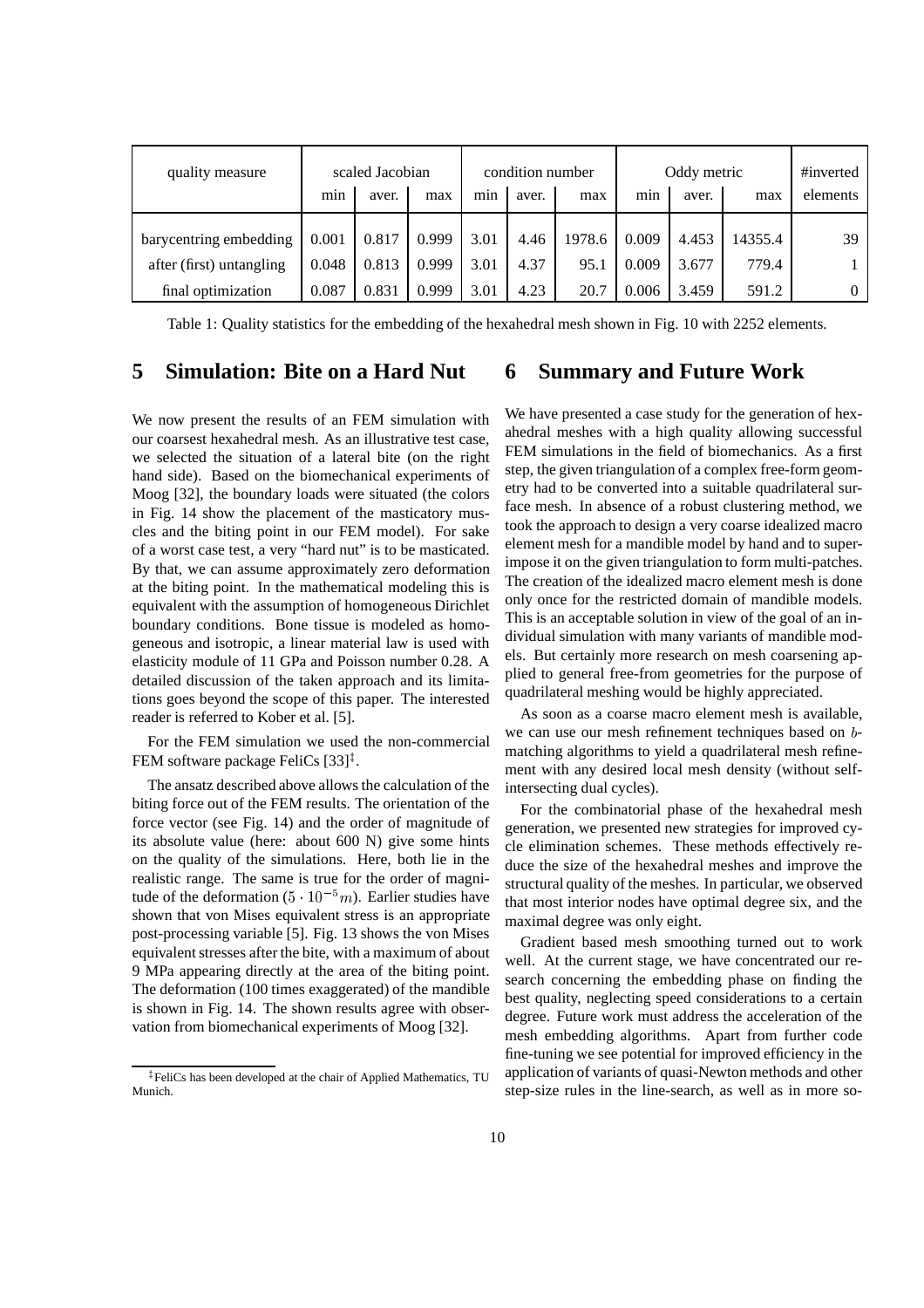| quality measure | scaled Jacobian | | | condition number | | | Oddy metric | | | #inverted |
|---|---|---|---|---|---|---|---|---|---|---|
| | min | aver. | max | min | aver. | max | min | aver. | max | elements |
| barycentring embedding | 0.001 | 0.817 | 0.999 | 3.01 | 4.46 | 1978.6 | 0.009 | 4.453 | 14355.4 | 39 |
| after (first) untangling | 0.048 | 0.813 | 0.999 | 3.01 | 4.37 | 95.1 | 0.009 | 3.677 | 779.4 | 1 |
| final optimization | 0.087 | 0.831 | 0.999 | 3.01 | 4.23 | 20.7 | 0.006 | 3.459 | 591.2 | 0 |

Table 1: Quality statistics for the embedding of the hexahedral mesh shown in Fig. 10 with 2252 elements.

# 5 Simulation: Bite on a Hard Nut

We now present the results of an FEM simulation with our coarsest hexahedral mesh. As an illustrative test case, we selected the situation of a lateral bite (on the right hand side). Based on the biomechanical experiments of Moog [32], the boundary loads were situated (the colors in Fig. 14 show the placement of the masticatory muscles and the biting point in our FEM model). For sake of a worst case test, a very "hard nut" is to be masticated. By that, we can assume approximately zero deformation at the biting point. In the mathematical modeling this is equivalent with the assumption of homogeneous Dirichlet boundary conditions. Bone tissue is modeled as homogeneous and isotropic, a linear material law is used with elasticity module of 11 GPa and Poisson number 0.28. A detailed discussion of the taken approach and its limitations goes beyond the scope of this paper. The interested reader is referred to Kober et al. [5].

For the FEM simulation we used the non-commercial FEM software package FeliCs [33][‡].

The ansatz described above allows the calculation of the biting force out of the FEM results. The orientation of the force vector (see Fig. 14) and the order of magnitude of its absolute value (here: about 600 N) give some hints on the quality of the simulations. Here, both lie in the realistic range. The same is true for the order of magnitude of the deformation ($5 \cdot 10^{-5} m$). Earlier studies have shown that von Mises equivalent stress is an appropriate post-processing variable [5]. Fig. 13 shows the von Mises equivalent stresses after the bite, with a maximum of about 9 MPa appearing directly at the area of the biting point. The deformation (100 times exaggerated) of the mandible is shown in Fig. 14. The shown results agree with observation from biomechanical experiments of Moog [32].

[‡] FeliCs has been developed at the chair of Applied Mathematics, TU Munich.

# 6 Summary and Future Work

We have presented a case study for the generation of hexahedral meshes with a high quality allowing successful FEM simulations in the field of biomechanics. As a first step, the given triangulation of a complex free-form geometry had to be converted into a suitable quadrilateral surface mesh. In absence of a robust clustering method, we took the approach to design a very coarse idealized macro element mesh for a mandible model by hand and to superimpose it on the given triangulation to form multi-patches. The creation of the idealized macro element mesh is done only once for the restricted domain of mandible models. This is an acceptable solution in view of the goal of an individual simulation with many variants of mandible models. But certainly more research on mesh coarsening applied to general free-from geometries for the purpose of quadrilateral meshing would be highly appreciated.

As soon as a coarse macro element mesh is available, we can use our mesh refinement techniques based on $b$-matching algorithms to yield a quadrilateral mesh refinement with any desired local mesh density (without self-intersecting dual cycles).

For the combinatorial phase of the hexahedral mesh generation, we presented new strategies for improved cycle elimination schemes. These methods effectively reduce the size of the hexahedral meshes and improve the structural quality of the meshes. In particular, we observed that most interior nodes have optimal degree six, and the maximal degree was only eight.

Gradient based mesh smoothing turned out to work well. At the current stage, we have concentrated our research concerning the embedding phase on finding the best quality, neglecting speed considerations to a certain degree. Future work must address the acceleration of the mesh embedding algorithms. Apart from further code fine-tuning we see potential for improved efficiency in the application of variants of quasi-Newton methods and other step-size rules in the line-search, as well as in more so-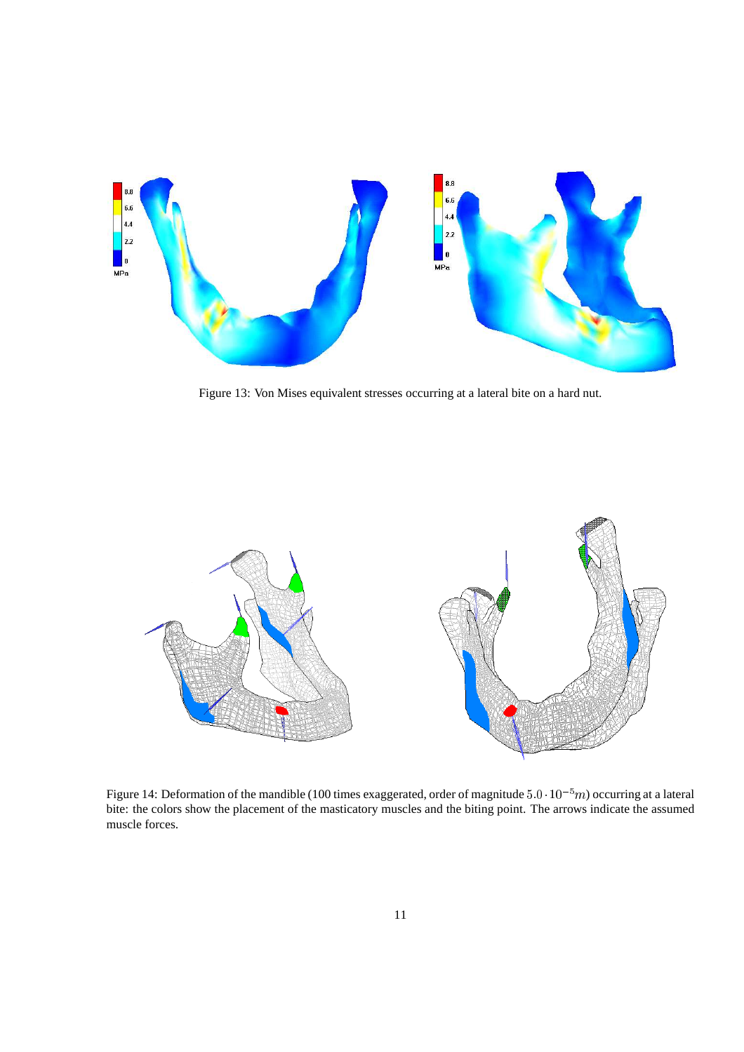Figure 13: Von Mises equivalent stresses occurring at a lateral bite on a hard nut.

Figure 14: Deformation of the mandible (100 times exaggerated, order of magnitude $5.0 \cdot 10^{-5} m$) occurring at a lateral bite: the colors show the placement of the masticatory muscles and the biting point. The arrows indicate the assumed muscle forces.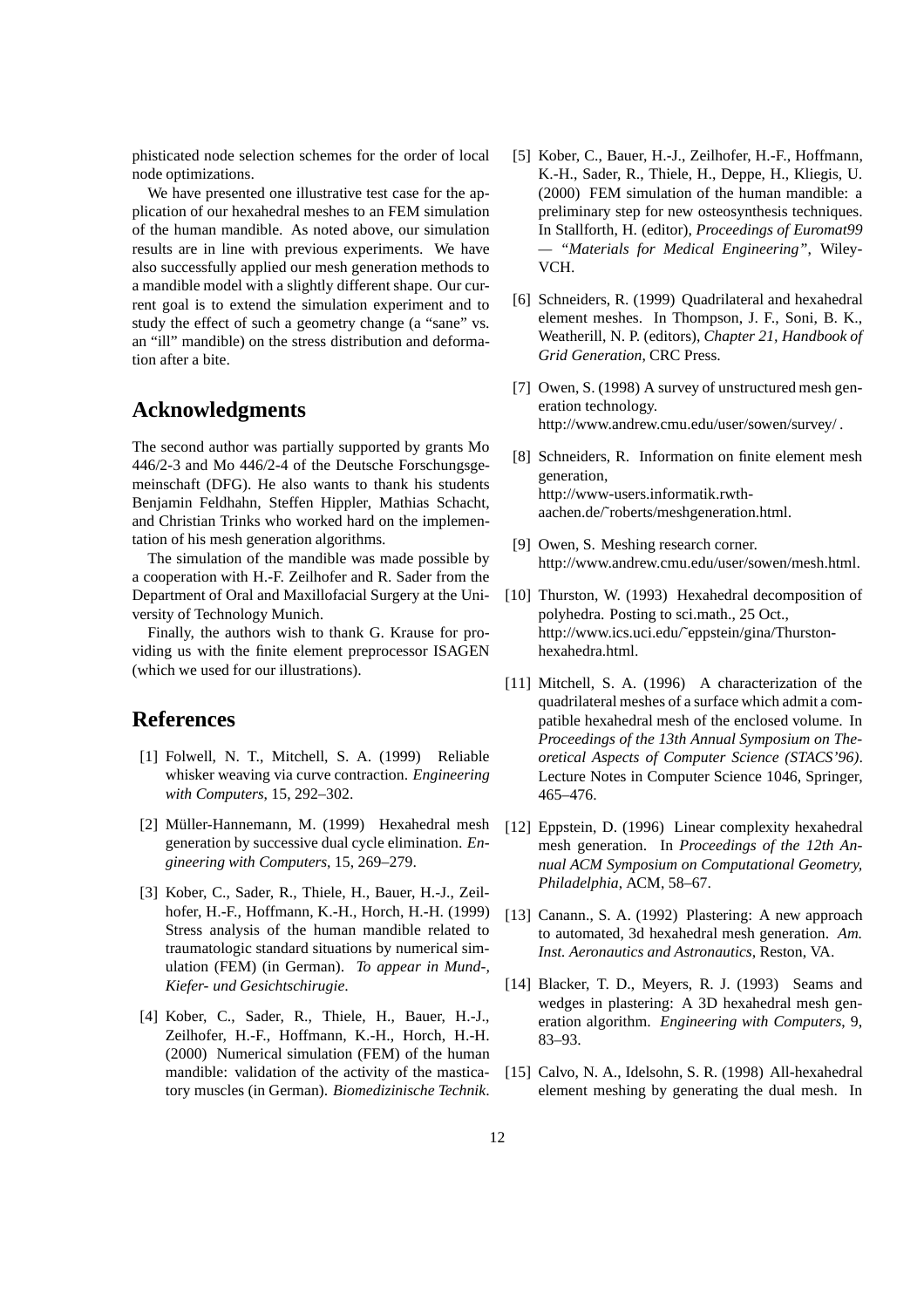phisticated node selection schemes for the order of local node optimizations.

We have presented one illustrative test case for the application of our hexahedral meshes to an FEM simulation of the human mandible. As noted above, our simulation results are in line with previous experiments. We have also successfully applied our mesh generation methods to a mandible model with a slightly different shape. Our current goal is to extend the simulation experiment and to study the effect of such a geometry change (a "sane" vs. an "ill" mandible) on the stress distribution and deformation after a bite.

## Acknowledgments

The second author was partially supported by grants Mo 446/2-3 and Mo 446/2-4 of the Deutsche Forschungsgemeinschaft (DFG). He also wants to thank his students Benjamin Feldhahn, Steffen Hippler, Mathias Schacht, and Christian Trinks who worked hard on the implementation of his mesh generation algorithms.

The simulation of the mandible was made possible by a cooperation with H.-F. Zeilhofer and R. Sader from the Department of Oral and Maxillofacial Surgery at the University of Technology Munich.

Finally, the authors wish to thank G. Krause for providing us with the finite element preprocessor ISAGEN (which we used for our illustrations).

## References

[1] Folwell, N. T., Mitchell, S. A. (1999) Reliable whisker weaving via curve contraction. *Engineering with Computers*, 15, 292–302.

[2] Müller-Hannemann, M. (1999) Hexahedral mesh generation by successive dual cycle elimination. *Engineering with Computers*, 15, 269–279.

[3] Kober, C., Sader, R., Thiele, H., Bauer, H.-J., Zeilhofer, H.-F., Hoffmann, K.-H., Horch, H.-H. (1999) Stress analysis of the human mandible related to traumatologic standard situations by numerical simulation (FEM) (in German). *To appear in Mund-, Kiefer- und Gesichtschirurgie*.

[4] Kober, C., Sader, R., Thiele, H., Bauer, H.-J., Zeilhofer, H.-F., Hoffmann, K.-H., Horch, H.-H. (2000) Numerical simulation (FEM) of the human mandible: validation of the activity of the masticatory muscles (in German). *Biomedizinische Technik*.

[5] Kober, C., Bauer, H.-J., Zeilhofer, H.-F., Hoffmann, K.-H., Sader, R., Thiele, H., Deppe, H., Kliegis, U. (2000) FEM simulation of the human mandible: a preliminary step for new osteosynthesis techniques. In Stallforth, H. (editor), *Proceedings of Euromat99 — "Materials for Medical Engineering"*, Wiley-VCH.

[6] Schneiders, R. (1999) Quadrilateral and hexahedral element meshes. In Thompson, J. F., Soni, B. K., Weatherill, N. P. (editors), *Chapter 21, Handbook of Grid Generation*, CRC Press.

[7] Owen, S. (1998) A survey of unstructured mesh generation technology. http://www.andrew.cmu.edu/user/sowen/survey/ .

[8] Schneiders, R. Information on finite element mesh generation, http://www-users.informatik.rwth-aachen.de/~roberts/meshgeneration.html.

[9] Owen, S. Meshing research corner. http://www.andrew.cmu.edu/user/sowen/mesh.html.

[10] Thurston, W. (1993) Hexahedral decomposition of polyhedra. Posting to sci.math., 25 Oct., http://www.ics.uci.edu/~eppstein/gina/Thurston-hexahedra.html.

[11] Mitchell, S. A. (1996) A characterization of the quadrilateral meshes of a surface which admit a compatible hexahedral mesh of the enclosed volume. In *Proceedings of the 13th Annual Symposium on Theoretical Aspects of Computer Science (STACS'96)*. Lecture Notes in Computer Science 1046, Springer, 465–476.

[12] Eppstein, D. (1996) Linear complexity hexahedral mesh generation. In *Proceedings of the 12th Annual ACM Symposium on Computational Geometry, Philadelphia*, ACM, 58–67.

[13] Canann., S. A. (1992) Plastering: A new approach to automated, 3d hexahedral mesh generation. *Am. Inst. Aeronautics and Astronautics*, Reston, VA.

[14] Blacker, T. D., Meyers, R. J. (1993) Seams and wedges in plastering: A 3D hexahedral mesh generation algorithm. *Engineering with Computers*, 9, 83–93.

[15] Calvo, N. A., Idelsohn, S. R. (1998) All-hexahedral element meshing by generating the dual mesh. In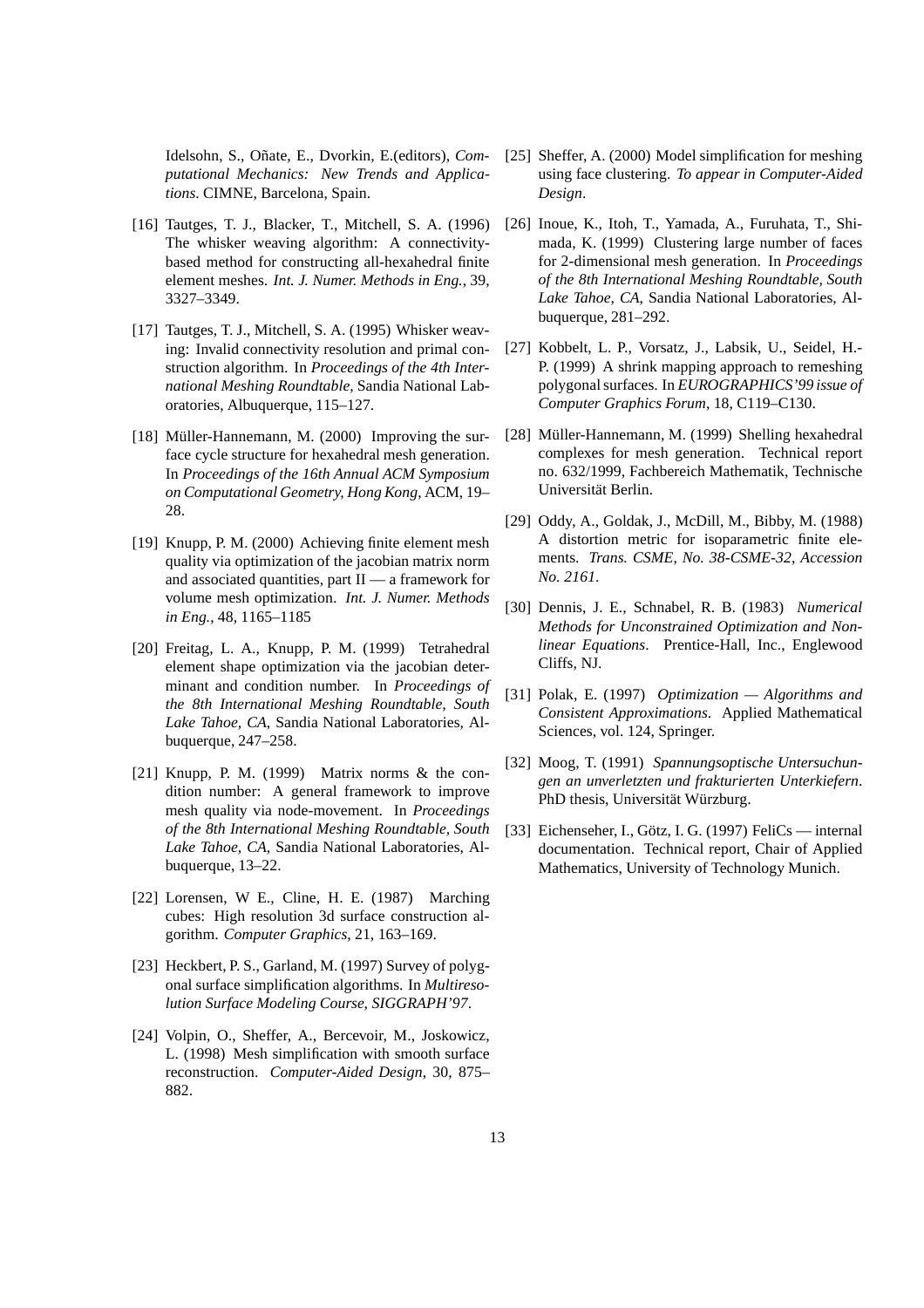Idelsohn, S., Oñate, E., Dvorkin, E.(editors), *Computational Mechanics: New Trends and Applications*. CIMNE, Barcelona, Spain.

[16] Tautges, T. J., Blacker, T., Mitchell, S. A. (1996) The whisker weaving algorithm: A connectivity-based method for constructing all-hexahedral finite element meshes. *Int. J. Numer. Methods in Eng.*, 39, 3327–3349.

[17] Tautges, T. J., Mitchell, S. A. (1995) Whisker weaving: Invalid connectivity resolution and primal construction algorithm. In *Proceedings of the 4th International Meshing Roundtable*, Sandia National Laboratories, Albuquerque, 115–127.

[18] Müller-Hannemann, M. (2000) Improving the surface cycle structure for hexahedral mesh generation. In *Proceedings of the 16th Annual ACM Symposium on Computational Geometry, Hong Kong*, ACM, 19–28.

[19] Knupp, P. M. (2000) Achieving finite element mesh quality via optimization of the jacobian matrix norm and associated quantities, part II — a framework for volume mesh optimization. *Int. J. Numer. Methods in Eng.*, 48, 1165–1185

[20] Freitag, L. A., Knupp, P. M. (1999) Tetrahedral element shape optimization via the jacobian determinant and condition number. In *Proceedings of the 8th International Meshing Roundtable, South Lake Tahoe, CA*, Sandia National Laboratories, Albuquerque, 247–258.

[21] Knupp, P. M. (1999) Matrix norms & the condition number: A general framework to improve mesh quality via node-movement. In *Proceedings of the 8th International Meshing Roundtable, South Lake Tahoe, CA*, Sandia National Laboratories, Albuquerque, 13–22.

[22] Lorensen, W E., Cline, H. E. (1987) Marching cubes: High resolution 3d surface construction algorithm. *Computer Graphics*, 21, 163–169.

[23] Heckbert, P. S., Garland, M. (1997) Survey of polygonal surface simplification algorithms. In *Multiresolution Surface Modeling Course, SIGGRAPH'97*.

[24] Volpin, O., Sheffer, A., Bercevoir, M., Joskowicz, L. (1998) Mesh simplification with smooth surface reconstruction. *Computer-Aided Design*, 30, 875–882.

[25] Sheffer, A. (2000) Model simplification for meshing using face clustering. *To appear in Computer-Aided Design*.

[26] Inoue, K., Itoh, T., Yamada, A., Furuhata, T., Shimada, K. (1999) Clustering large number of faces for 2-dimensional mesh generation. In *Proceedings of the 8th International Meshing Roundtable, South Lake Tahoe, CA*, Sandia National Laboratories, Albuquerque, 281–292.

[27] Kobbelt, L. P., Vorsatz, J., Labsik, U., Seidel, H.-P. (1999) A shrink mapping approach to remeshing polygonal surfaces. In *EUROGRAPHICS'99 issue of Computer Graphics Forum*, 18, C119–C130.

[28] Müller-Hannemann, M. (1999) Shelling hexahedral complexes for mesh generation. Technical report no. 632/1999, Fachbereich Mathematik, Technische Universität Berlin.

[29] Oddy, A., Goldak, J., McDill, M., Bibby, M. (1988) A distortion metric for isoparametric finite elements. *Trans. CSME, No. 38-CSME-32, Accession No. 2161*.

[30] Dennis, J. E., Schnabel, R. B. (1983) *Numerical Methods for Unconstrained Optimization and Nonlinear Equations*. Prentice-Hall, Inc., Englewood Cliffs, NJ.

[31] Polak, E. (1997) *Optimization — Algorithms and Consistent Approximations*. Applied Mathematical Sciences, vol. 124, Springer.

[32] Moog, T. (1991) *Spannungsoptische Untersuchungen an unverletzten und frakturierten Unterkiefern*. PhD thesis, Universität Würzburg.

[33] Eichenseher, I., Götz, I. G. (1997) FeliCs — internal documentation. Technical report, Chair of Applied Mathematics, University of Technology Munich.